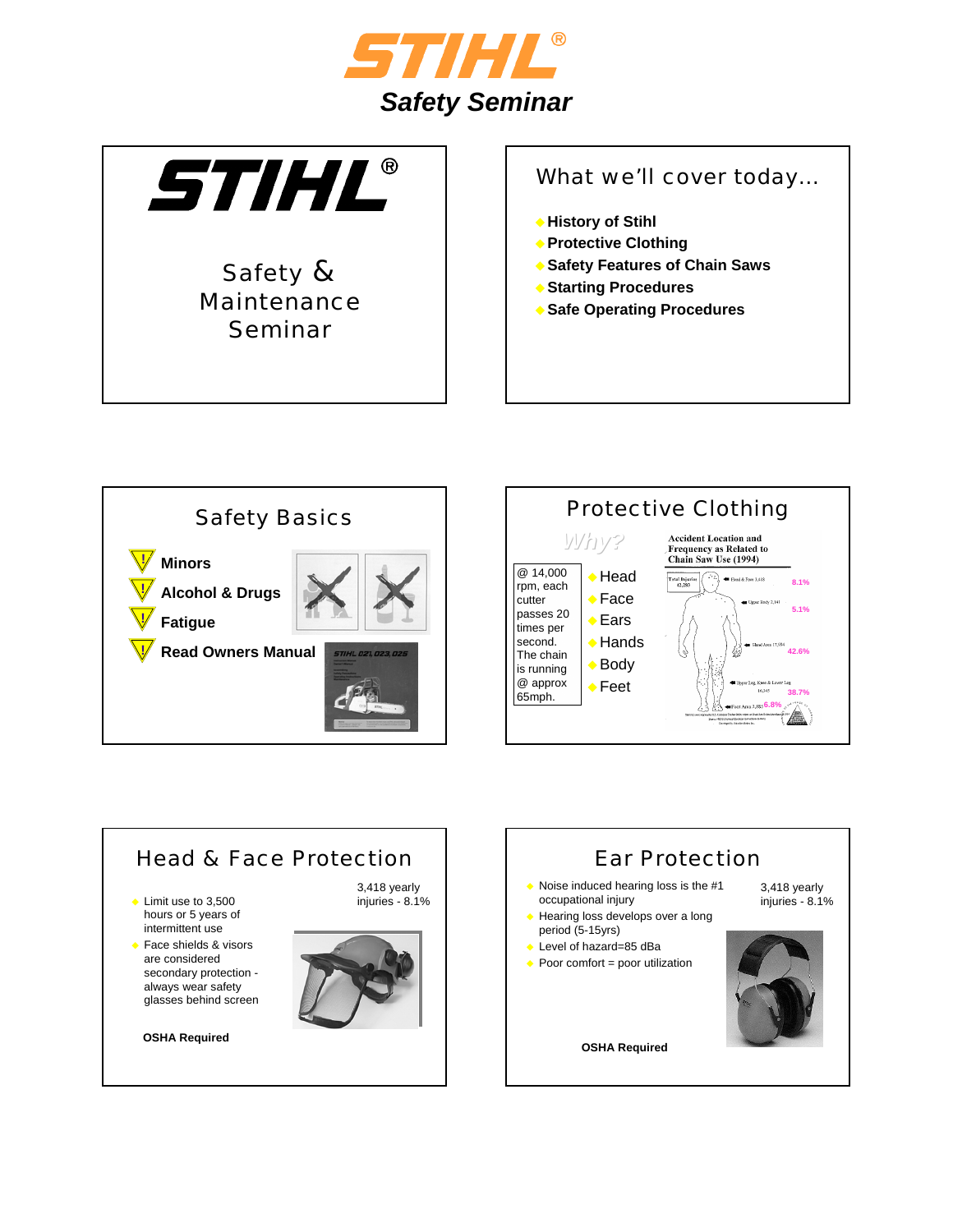# STIHL® Safety Seminar

## STIHL® Safety & Maintenance Seminar

## What we'll cover today…

- History of Stihl
- Protective Clothing
- Safety Features of Chain Saws
- Starting Procedures
- Safe Operating Procedures

## Safety Basics

- **Minors**
- **Alcohol & Drugs**
- **Fatigue**
- **Read Owners Manual**

STIHL 021, 023, 025

## Protective Clothing

*Why?*

@ 14,000 rpm, each cutter passes 20 times per second. The chain is running @ approx 65mph.

- Head
- Face
- Ears
- Hands
- Body
- Feet

**Accident Location and Frequency as Related to Chain Saw Use (1994)**

Total Injuries 42,283

- Head & Face 3,418 – 8.1%
- Upper Body 2,141 – 5.1%
- Hand Area 17,984 – 42.6%
- Upper Leg, Knee & Lower Leg 16,345 – 38.7%
- Feet Area 3,887 – 6.8%

## Head & Face Protection

3,418 yearly injuries - 8.1%

- Limit use to 3,500 hours or 5 years of intermittent use
- Face shields & visors are considered secondary protection - always wear safety glasses behind screen

**OSHA Required**

## Ear Protection

3,418 yearly injuries - 8.1%

- Noise induced hearing loss is the #1 occupational injury
- Hearing loss develops over a long period (5-15yrs)
- Level of hazard=85 dBa
- Poor comfort = poor utilization

**OSHA Required**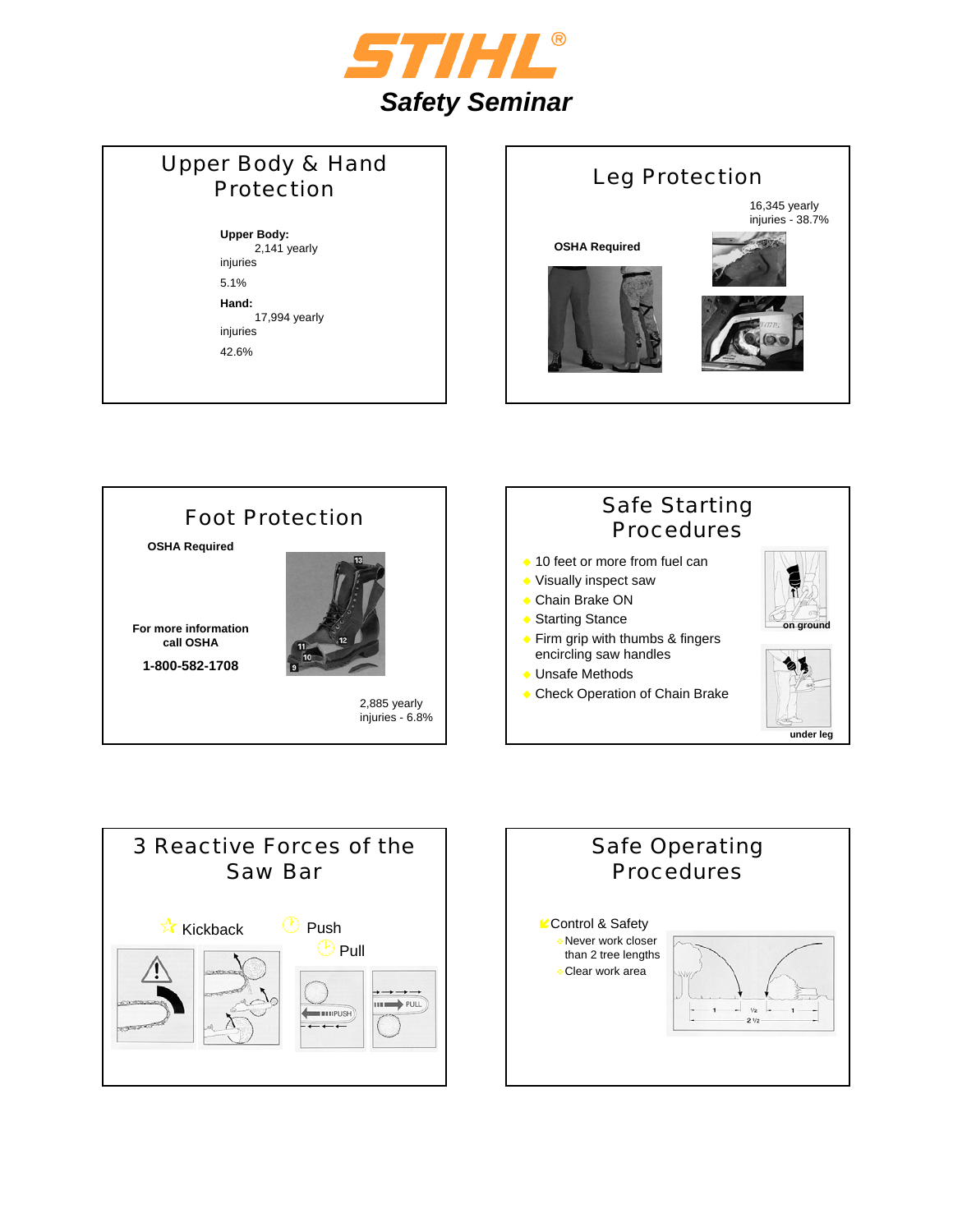# STIHL® Safety Seminar

## Upper Body & Hand Protection

**Upper Body:**
2,141 yearly injuries
5.1%

**Hand:**
17,994 yearly injuries
42.6%

## Leg Protection

16,345 yearly injuries - 38.7%

**OSHA Required**

## Foot Protection

**OSHA Required**

**For more information call OSHA**

**1-800-582-1708**

2,885 yearly injuries - 6.8%

## Safe Starting Procedures

- 10 feet or more from fuel can
- Visually inspect saw
- Chain Brake ON
- Starting Stance
- Firm grip with thumbs & fingers encircling saw handles
- Unsafe Methods
- Check Operation of Chain Brake

**on ground**

**under leg**

## 3 Reactive Forces of the Saw Bar

Kickback

Push

Pull

## Safe Operating Procedures

- Control & Safety
  - Never work closer than 2 tree lengths
  - Clear work area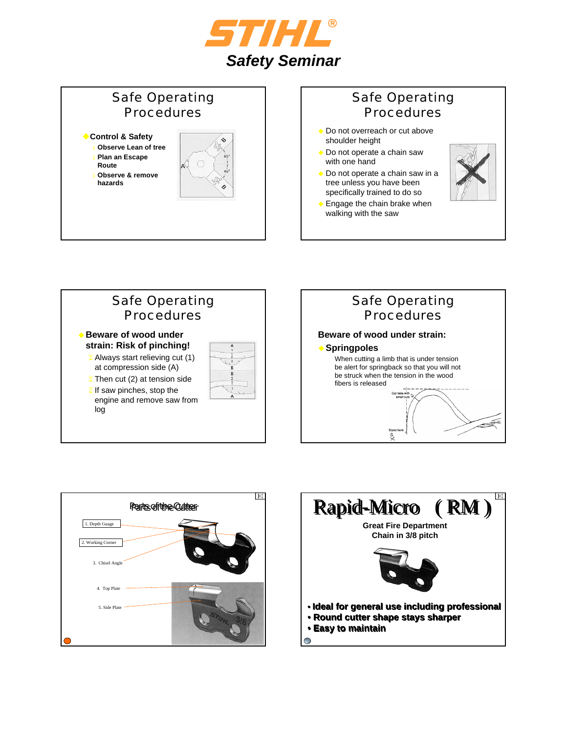# STIHL®

## Safety Seminar

### Safe Operating Procedures

- **Control & Safety**
  - **Observe Lean of tree**
  - **Plan an Escape Route**
  - **Observe & remove hazards**

### Safe Operating Procedures

- Do not overreach or cut above shoulder height
- Do not operate a chain saw with one hand
- Do not operate a chain saw in a tree unless you have been specifically trained to do so
- Engage the chain brake when walking with the saw

### Safe Operating Procedures

- **Beware of wood under strain: Risk of pinching!**
  - Always start relieving cut (1) at compression side (A)
  - Then cut (2) at tension side
  - If saw pinches, stop the engine and remove saw from log

### Safe Operating Procedures

**Beware of wood under strain:**

- **Springpoles**

  When cutting a limb that is under tension be alert for springback so that you will not be struck when the tension in the wood fibers is released

### Parts of the Cutter

1. Depth Guage
2. Working Corner
3. Chisel Angle
4. Top Plate
5. Side Plate

### Rapid-Micro (RM)

**Great Fire Department Chain in 3/8 pitch**

- **Ideal for general use including professional**
- **Round cutter shape stays sharper**
- **Easy to maintain**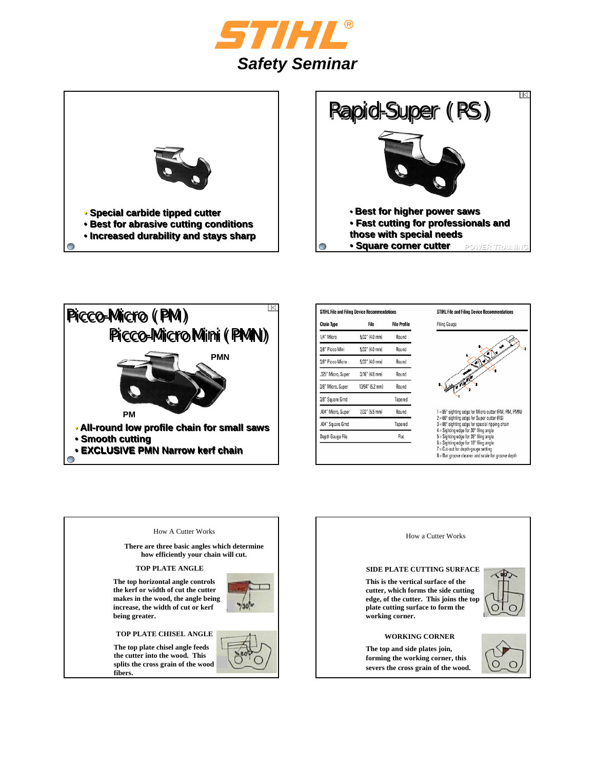# STIHL® Safety Seminar

- Special carbide tipped cutter
- Best for abrasive cutting conditions
- Increased durability and stays sharp

## Rapid-Super (RS)

- Best for higher power saws
- Fast cutting for professionals and those with special needs
- Square corner cutter

POWER TRAINING

## Picco-Micro (PM)

## Picco-Micro Mini (PMN)

PMN

PM

- All-round low profile chain for small saws
- Smooth cutting
- EXCLUSIVE PMN Narrow kerf chain

**STIHL File and Filing Device Recommendations**

| Chain Type | File | File Profile |
|---|---|---|
| 1/4" Micro | 5/32" (4.0 mm) | Round |
| 3/8" Picco Mini | 5/32" (4.0 mm) | Round |
| 3/8" Picco Micro | 5/32" (4.0 mm) | Round |
| .325" Micro, Super | 3/16" (4.8 mm) | Round |
| 3/8" Micro, Super | 13/64" (5.2 mm) | Round |
| 3/8" Square Grnd | | Tapered |
| .404" Micro, Super | 7/32" (5.5 mm) | Round |
| .404" Square Grnd | | Tapered |
| Depth Gauge File | | Flat |

**STIHL File and Filing Device Recommendations**

Filing Gauge

1 = 85° sighting edge for Micro cutter (RM, PM, PMN)
2 = 60° sighting edge for Super cutter (RS)
3 = 80° sighting edge for special ripping chain
4 = Sighting edge for 30° filing angle
5 = Sighting edge for 35° filing angle
6 = Sighting edge for 10° filing angle
7 = Cut-out for depth gauge setting
8 = Bar groove cleaner and scale for groove depth

## How A Cutter Works

**There are three basic angles which determine how efficiently your chain will cut.**

**TOP PLATE ANGLE**

**The top horizontal angle controls the kerf or width of cut the cutter makes in the wood, the angle being increase, the width of cut or kerf being greater.**

**TOP PLATE CHISEL ANGLE**

**The top plate chisel angle feeds the cutter into the wood. This splits the cross grain of the wood fibers.**

## How a Cutter Works

**SIDE PLATE CUTTING SURFACE**

**This is the vertical surface of the cutter, which forms the side cutting edge, of the cutter. This joins the top plate cutting surface to form the working corner.**

**WORKING CORNER**

**The top and side plates join, forming the working corner, this severs the cross grain of the wood.**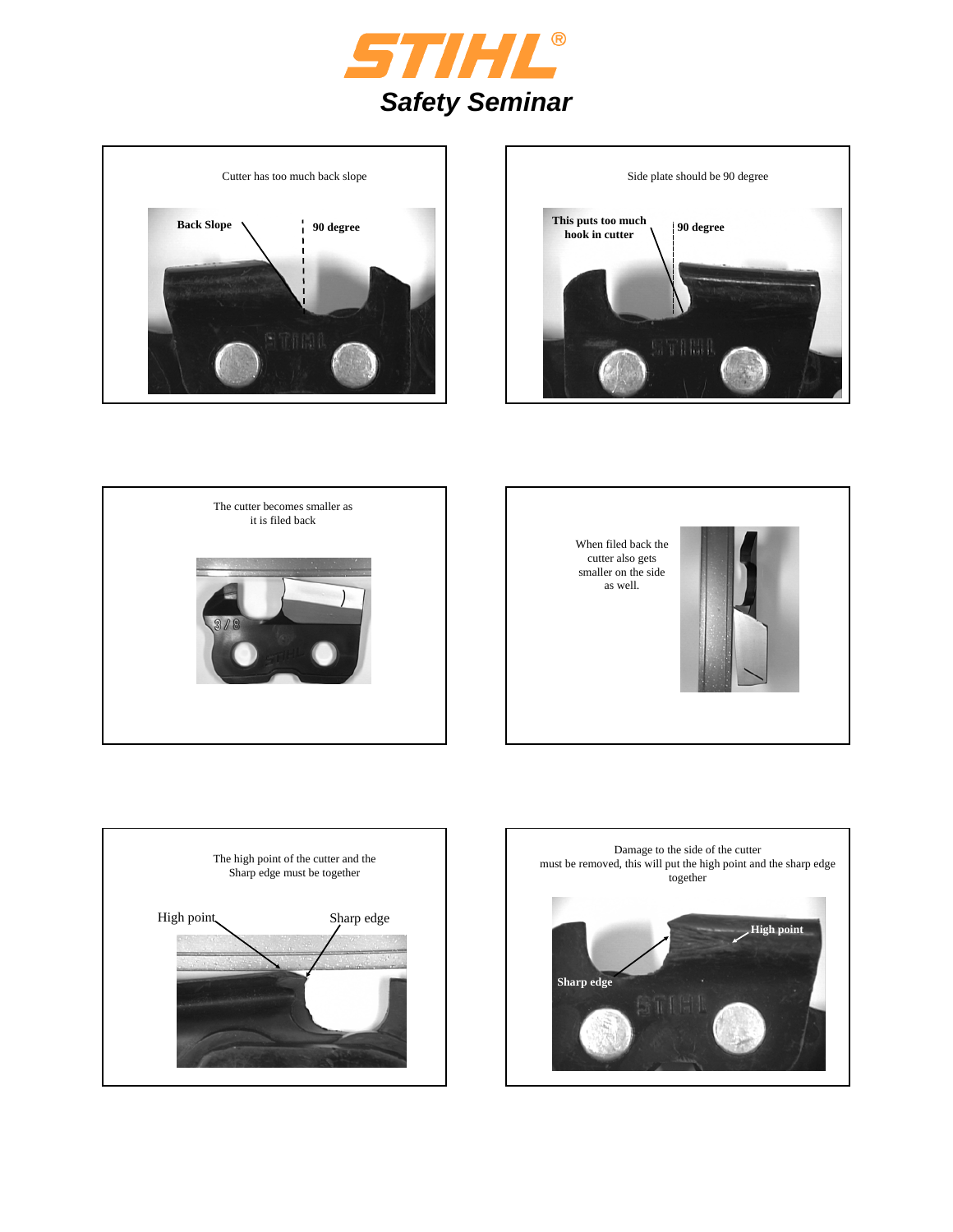# STIHL®

## *Safety Seminar*

Cutter has too much back slope

Back Slope

90 degree

Side plate should be 90 degree

This puts too much hook in cutter

90 degree

The cutter becomes smaller as it is filed back

When filed back the cutter also gets smaller on the side as well.

The high point of the cutter and the Sharp edge must be together

High point

Sharp edge

Damage to the side of the cutter must be removed, this will put the high point and the sharp edge together

High point

Sharp edge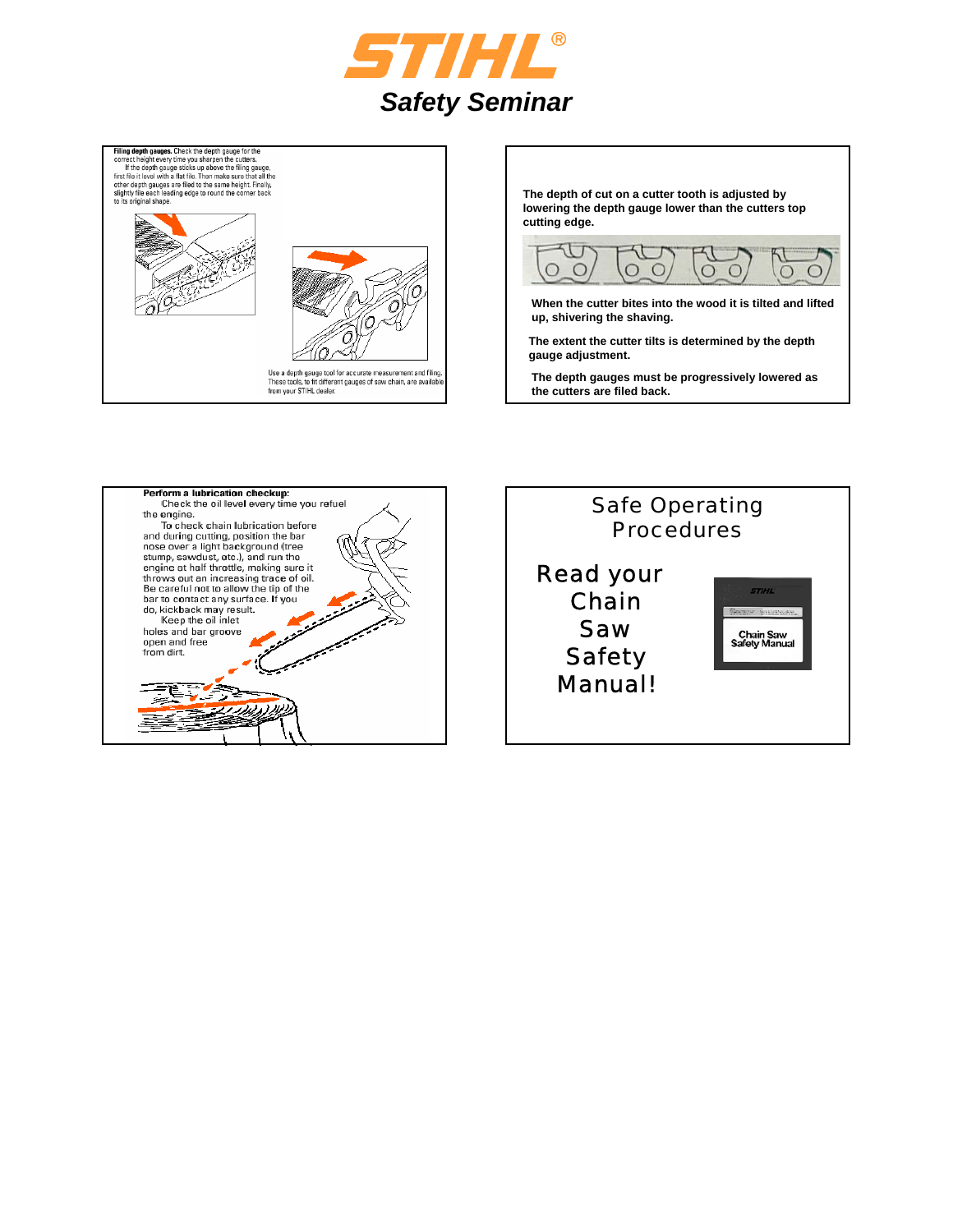# STIHL®

## *Safety Seminar*

**Filing depth gauges.** Check the depth gauge for the correct height every time you sharpen the cutters.

If the depth gauge sticks up above the filing gauge, first file it level with a flat file. Then make sure that all the other depth gauges are filed to the same height. Finally, slightly file each leading edge to round the corner back to its original shape.

Use a depth gauge tool for accurate measurement and filing. These tools, to fit different gauges of saw chain, are available from your STIHL dealer.

**The depth of cut on a cutter tooth is adjusted by lowering the depth gauge lower than the cutters top cutting edge.**

**When the cutter bites into the wood it is tilted and lifted up, shivering the shaving.**

**The extent the cutter tilts is determined by the depth gauge adjustment.**

**The depth gauges must be progressively lowered as the cutters are filed back.**

**Perform a lubrication checkup:**

Check the oil level every time you refuel the engine.

To check chain lubrication before and during cutting, position the bar nose over a light background (tree stump, sawdust, etc.), and run the engine at half throttle, making sure it throws out an increasing trace of oil. Be careful not to allow the tip of the bar to contact any surface. If you do, kickback may result.

Keep the oil inlet holes and bar groove open and free from dirt.

## Safe Operating Procedures

Read your Chain Saw Safety Manual!

STIHL Chain Saw Safety Manual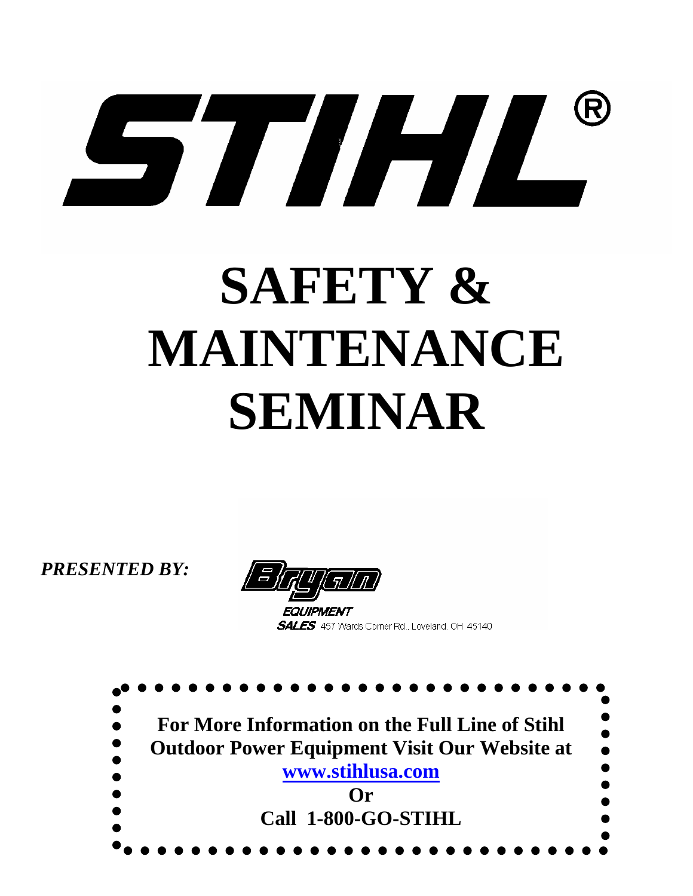# STIHL®

# SAFETY & MAINTENANCE SEMINAR

***PRESENTED BY:***

Bryan EQUIPMENT SALES 457 Wards Corner Rd., Loveland, OH 45140

**For More Information on the Full Line of Stihl Outdoor Power Equipment Visit Our Website at**

**[www.stihlusa.com](http://www.stihlusa.com)**

**Or**

**Call 1-800-GO-STIHL**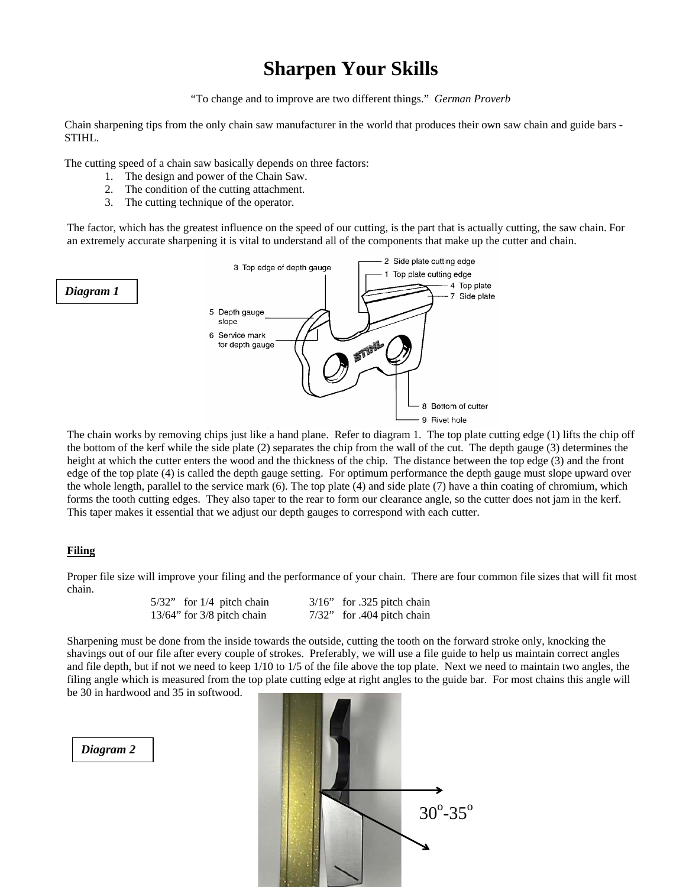# Sharpen Your Skills

"To change and to improve are two different things." *German Proverb*

Chain sharpening tips from the only chain saw manufacturer in the world that produces their own saw chain and guide bars - STIHL.

The cutting speed of a chain saw basically depends on three factors:

1. The design and power of the Chain Saw.
2. The condition of the cutting attachment.
3. The cutting technique of the operator.

The factor, which has the greatest influence on the speed of our cutting, is the part that is actually cutting, the saw chain. For an extremely accurate sharpening it is vital to understand all of the components that make up the cutter and chain.

***Diagram 1***

3 Top edge of depth gauge
2 Side plate cutting edge
1 Top plate cutting edge
4 Top plate
7 Side plate
5 Depth gauge slope
6 Service mark for depth gauge
8 Bottom of cutter
9 Rivet hole

The chain works by removing chips just like a hand plane. Refer to diagram 1. The top plate cutting edge (1) lifts the chip off the bottom of the kerf while the side plate (2) separates the chip from the wall of the cut. The depth gauge (3) determines the height at which the cutter enters the wood and the thickness of the chip. The distance between the top edge (3) and the front edge of the top plate (4) is called the depth gauge setting. For optimum performance the depth gauge must slope upward over the whole length, parallel to the service mark (6). The top plate (4) and side plate (7) have a thin coating of chromium, which forms the tooth cutting edges. They also taper to the rear to form our clearance angle, so the cutter does not jam in the kerf. This taper makes it essential that we adjust our depth gauges to correspond with each cutter.

**Filing**

Proper file size will improve your filing and the performance of your chain. There are four common file sizes that will fit most chain.

| | |
|---|---|
| 5/32" for 1/4 pitch chain | 3/16" for .325 pitch chain |
| 13/64" for 3/8 pitch chain | 7/32" for .404 pitch chain |

Sharpening must be done from the inside towards the outside, cutting the tooth on the forward stroke only, knocking the shavings out of our file after every couple of strokes. Preferably, we will use a file guide to help us maintain correct angles and file depth, but if not we need to keep 1/10 to 1/5 of the file above the top plate. Next we need to maintain two angles, the filing angle which is measured from the top plate cutting edge at right angles to the guide bar. For most chains this angle will be 30 in hardwood and 35 in softwood.

***Diagram 2***

$30^{o}$-$35^{o}$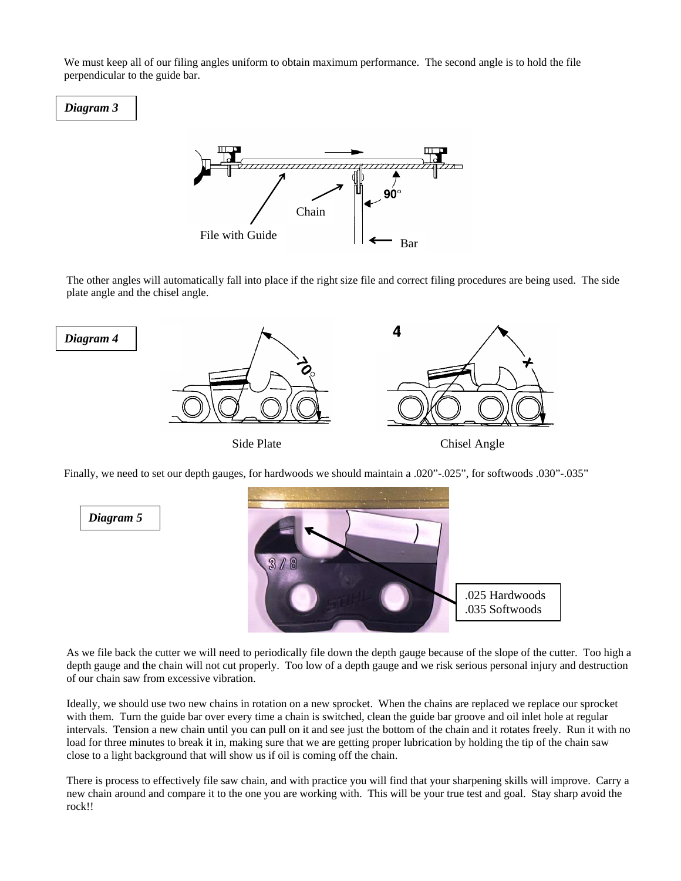We must keep all of our filing angles uniform to obtain maximum performance. The second angle is to hold the file perpendicular to the guide bar.

***Diagram 3***

File with Guide

Chain

90°

Bar

The other angles will automatically fall into place if the right size file and correct filing procedures are being used. The side plate angle and the chisel angle.

***Diagram 4***

70°

Side Plate

Chisel Angle

Finally, we need to set our depth gauges, for hardwoods we should maintain a .020"-.025", for softwoods .030"-.035"

***Diagram 5***

.025 Hardwoods
.035 Softwoods

As we file back the cutter we will need to periodically file down the depth gauge because of the slope of the cutter. Too high a depth gauge and the chain will not cut properly. Too low of a depth gauge and we risk serious personal injury and destruction of our chain saw from excessive vibration.

Ideally, we should use two new chains in rotation on a new sprocket. When the chains are replaced we replace our sprocket with them. Turn the guide bar over every time a chain is switched, clean the guide bar groove and oil inlet hole at regular intervals. Tension a new chain until you can pull on it and see just the bottom of the chain and it rotates freely. Run it with no load for three minutes to break it in, making sure that we are getting proper lubrication by holding the tip of the chain saw close to a light background that will show us if oil is coming off the chain.

There is process to effectively file saw chain, and with practice you will find that your sharpening skills will improve. Carry a new chain around and compare it to the one you are working with. This will be your true test and goal. Stay sharp avoid the rock!!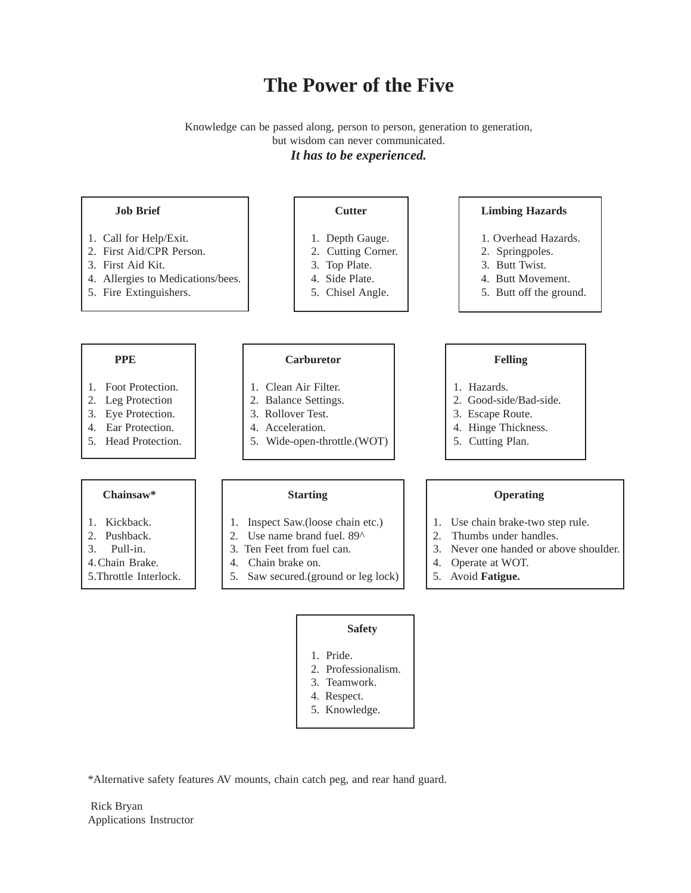# The Power of the Five

Knowledge can be passed along, person to person, generation to generation, but wisdom can never communicated.

***It has to be experienced.***

### Job Brief

1. Call for Help/Exit.
2. First Aid/CPR Person.
3. First Aid Kit.
4. Allergies to Medications/bees.
5. Fire Extinguishers.

### Cutter

1. Depth Gauge.
2. Cutting Corner.
3. Top Plate.
4. Side Plate.
5. Chisel Angle.

### Limbing Hazards

1. Overhead Hazards.
2. Springpoles.
3. Butt Twist.
4. Butt Movement.
5. Butt off the ground.

### PPE

1. Foot Protection.
2. Leg Protection
3. Eye Protection.
4. Ear Protection.
5. Head Protection.

### Carburetor

1. Clean Air Filter.
2. Balance Settings.
3. Rollover Test.
4. Acceleration.
5. Wide-open-throttle.(WOT)

### Felling

1. Hazards.
2. Good-side/Bad-side.
3. Escape Route.
4. Hinge Thickness.
5. Cutting Plan.

### Chainsaw*

1. Kickback.
2. Pushback.
3. Pull-in.
4. Chain Brake.
5. Throttle Interlock.

### Starting

1. Inspect Saw.(loose chain etc.)
2. Use name brand fuel. 89^
3. Ten Feet from fuel can.
4. Chain brake on.
5. Saw secured.(ground or leg lock)

### Operating

1. Use chain brake-two step rule.
2. Thumbs under handles.
3. Never one handed or above shoulder.
4. Operate at WOT.
5. Avoid **Fatigue.**

### Safety

1. Pride.
2. Professionalism.
3. Teamwork.
4. Respect.
5. Knowledge.

*Alternative safety features AV mounts, chain catch peg, and rear hand guard.

Rick Bryan
Applications Instructor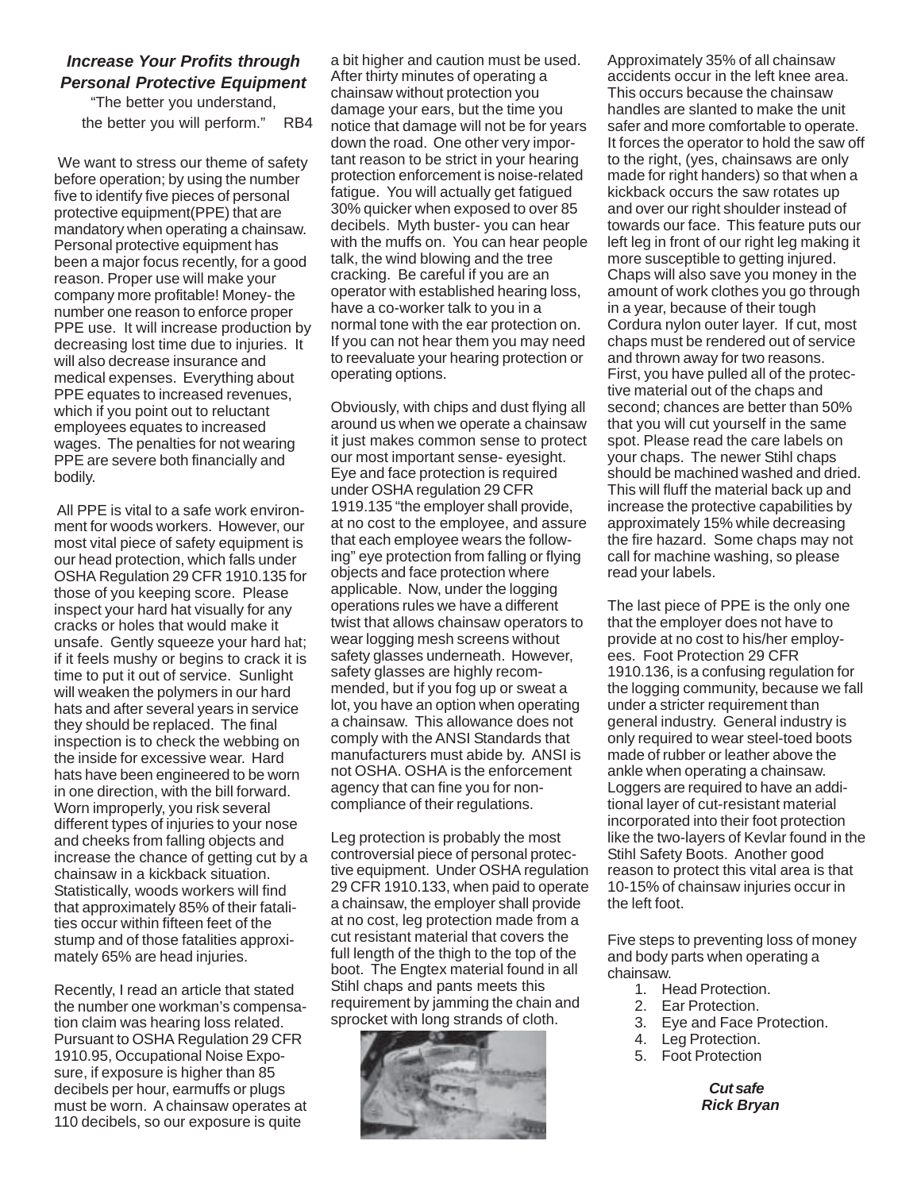### *Increase Your Profits through Personal Protective Equipment*

"The better you understand, the better you will perform." RB4

We want to stress our theme of safety before operation; by using the number five to identify five pieces of personal protective equipment(PPE) that are mandatory when operating a chainsaw. Personal protective equipment has been a major focus recently, for a good reason. Proper use will make your company more profitable! Money- the number one reason to enforce proper PPE use. It will increase production by decreasing lost time due to injuries. It will also decrease insurance and medical expenses. Everything about PPE equates to increased revenues, which if you point out to reluctant employees equates to increased wages. The penalties for not wearing PPE are severe both financially and bodily.

All PPE is vital to a safe work environment for woods workers. However, our most vital piece of safety equipment is our head protection, which falls under OSHA Regulation 29 CFR 1910.135 for those of you keeping score. Please inspect your hard hat visually for any cracks or holes that would make it unsafe. Gently squeeze your hard hat; if it feels mushy or begins to crack it is time to put it out of service. Sunlight will weaken the polymers in our hard hats and after several years in service they should be replaced. The final inspection is to check the webbing on the inside for excessive wear. Hard hats have been engineered to be worn in one direction, with the bill forward. Worn improperly, you risk several different types of injuries to your nose and cheeks from falling objects and increase the chance of getting cut by a chainsaw in a kickback situation. Statistically, woods workers will find that approximately 85% of their fatalities occur within fifteen feet of the stump and of those fatalities approximately 65% are head injuries.

Recently, I read an article that stated the number one workman's compensation claim was hearing loss related. Pursuant to OSHA Regulation 29 CFR 1910.95, Occupational Noise Exposure, if exposure is higher than 85 decibels per hour, earmuffs or plugs must be worn. A chainsaw operates at 110 decibels, so our exposure is quite a bit higher and caution must be used. After thirty minutes of operating a chainsaw without protection you damage your ears, but the time you notice that damage will not be for years down the road. One other very important reason to be strict in your hearing protection enforcement is noise-related fatigue. You will actually get fatigued 30% quicker when exposed to over 85 decibels. Myth buster- you can hear with the muffs on. You can hear people talk, the wind blowing and the tree cracking. Be careful if you are an operator with established hearing loss, have a co-worker talk to you in a normal tone with the ear protection on. If you can not hear them you may need to reevaluate your hearing protection or operating options.

Obviously, with chips and dust flying all around us when we operate a chainsaw it just makes common sense to protect our most important sense- eyesight. Eye and face protection is required under OSHA regulation 29 CFR 1919.135 "the employer shall provide, at no cost to the employee, and assure that each employee wears the following" eye protection from falling or flying objects and face protection where applicable. Now, under the logging operations rules we have a different twist that allows chainsaw operators to wear logging mesh screens without safety glasses underneath. However, safety glasses are highly recommended, but if you fog up or sweat a lot, you have an option when operating a chainsaw. This allowance does not comply with the ANSI Standards that manufacturers must abide by. ANSI is not OSHA. OSHA is the enforcement agency that can fine you for non-compliance of their regulations.

Leg protection is probably the most controversial piece of personal protective equipment. Under OSHA regulation 29 CFR 1910.133, when paid to operate a chainsaw, the employer shall provide at no cost, leg protection made from a cut resistant material that covers the full length of the thigh to the top of the boot. The Engtex material found in all Stihl chaps and pants meets this requirement by jamming the chain and sprocket with long strands of cloth.

Approximately 35% of all chainsaw accidents occur in the left knee area. This occurs because the chainsaw handles are slanted to make the unit safer and more comfortable to operate. It forces the operator to hold the saw off to the right, (yes, chainsaws are only made for right handers) so that when a kickback occurs the saw rotates up and over our right shoulder instead of towards our face. This feature puts our left leg in front of our right leg making it more susceptible to getting injured. Chaps will also save you money in the amount of work clothes you go through in a year, because of their tough Cordura nylon outer layer. If cut, most chaps must be rendered out of service and thrown away for two reasons. First, you have pulled all of the protective material out of the chaps and second; chances are better than 50% that you will cut yourself in the same spot. Please read the care labels on your chaps. The newer Stihl chaps should be machined washed and dried. This will fluff the material back up and increase the protective capabilities by approximately 15% while decreasing the fire hazard. Some chaps may not call for machine washing, so please read your labels.

The last piece of PPE is the only one that the employer does not have to provide at no cost to his/her employees. Foot Protection 29 CFR 1910.136, is a confusing regulation for the logging community, because we fall under a stricter requirement than general industry. General industry is only required to wear steel-toed boots made of rubber or leather above the ankle when operating a chainsaw. Loggers are required to have an additional layer of cut-resistant material incorporated into their foot protection like the two-layers of Kevlar found in the Stihl Safety Boots. Another good reason to protect this vital area is that 10-15% of chainsaw injuries occur in the left foot.

Five steps to preventing loss of money and body parts when operating a chainsaw.

1. Head Protection.
2. Ear Protection.
3. Eye and Face Protection.
4. Leg Protection.
5. Foot Protection

***Cut safe***
***Rick Bryan***